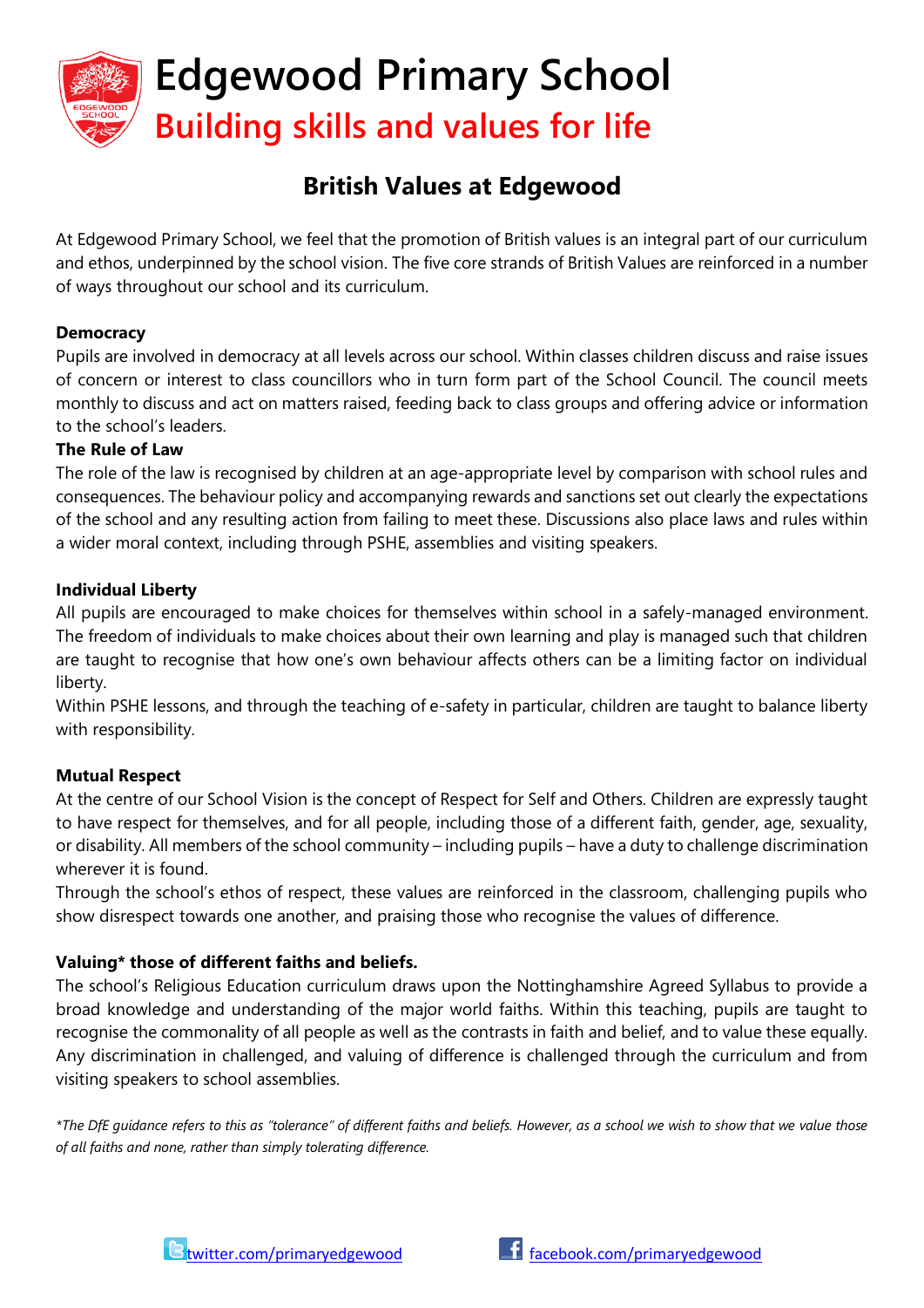# Edgewood Primary School

## Building skills and values for life

## British Values at Edgewood

At Edgewood Primary School, we feel that the promotion of British values is an integral part of our curriculum and ethos, underpinned by the school vision. The five core strands of British Values are reinforced in a number of ways throughout our school and its curriculum.

**Democracy**

Pupils are involved in democracy at all levels across our school. Within classes children discuss and raise issues of concern or interest to class councillors who in turn form part of the School Council. The council meets monthly to discuss and act on matters raised, feeding back to class groups and offering advice or information to the school's leaders.

**The Rule of Law**

The role of the law is recognised by children at an age-appropriate level by comparison with school rules and consequences. The behaviour policy and accompanying rewards and sanctions set out clearly the expectations of the school and any resulting action from failing to meet these. Discussions also place laws and rules within a wider moral context, including through PSHE, assemblies and visiting speakers.

**Individual Liberty**

All pupils are encouraged to make choices for themselves within school in a safely-managed environment. The freedom of individuals to make choices about their own learning and play is managed such that children are taught to recognise that how one's own behaviour affects others can be a limiting factor on individual liberty.

Within PSHE lessons, and through the teaching of e-safety in particular, children are taught to balance liberty with responsibility.

**Mutual Respect**

At the centre of our School Vision is the concept of Respect for Self and Others. Children are expressly taught to have respect for themselves, and for all people, including those of a different faith, gender, age, sexuality, or disability. All members of the school community – including pupils – have a duty to challenge discrimination wherever it is found.

Through the school's ethos of respect, these values are reinforced in the classroom, challenging pupils who show disrespect towards one another, and praising those who recognise the values of difference.

**Valuing* those of different faiths and beliefs.**

The school's Religious Education curriculum draws upon the Nottinghamshire Agreed Syllabus to provide a broad knowledge and understanding of the major world faiths. Within this teaching, pupils are taught to recognise the commonality of all people as well as the contrasts in faith and belief, and to value these equally. Any discrimination in challenged, and valuing of difference is challenged through the curriculum and from visiting speakers to school assemblies.

*\*The DfE guidance refers to this as "tolerance" of different faiths and beliefs. However, as a school we wish to show that we value those of all faiths and none, rather than simply tolerating difference.*

twitter.com/primaryedgewood    facebook.com/primaryedgewood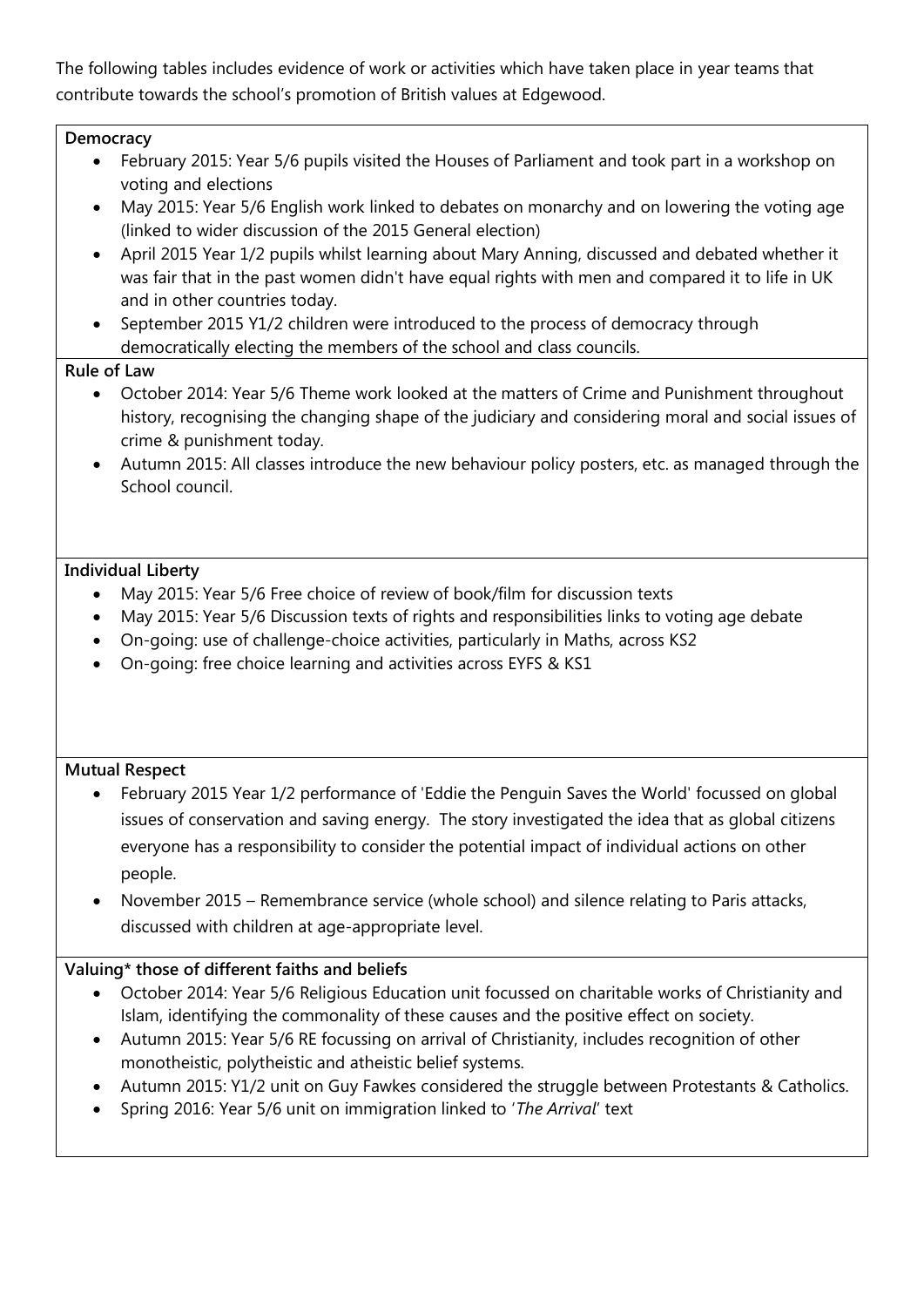The following tables includes evidence of work or activities which have taken place in year teams that contribute towards the school's promotion of British values at Edgewood.

**Democracy**

- February 2015: Year 5/6 pupils visited the Houses of Parliament and took part in a workshop on voting and elections
- May 2015: Year 5/6 English work linked to debates on monarchy and on lowering the voting age (linked to wider discussion of the 2015 General election)
- April 2015 Year 1/2 pupils whilst learning about Mary Anning, discussed and debated whether it was fair that in the past women didn't have equal rights with men and compared it to life in UK and in other countries today.
- September 2015 Y1/2 children were introduced to the process of democracy through democratically electing the members of the school and class councils.

**Rule of Law**

- October 2014: Year 5/6 Theme work looked at the matters of Crime and Punishment throughout history, recognising the changing shape of the judiciary and considering moral and social issues of crime & punishment today.
- Autumn 2015: All classes introduce the new behaviour policy posters, etc. as managed through the School council.

**Individual Liberty**

- May 2015: Year 5/6 Free choice of review of book/film for discussion texts
- May 2015: Year 5/6 Discussion texts of rights and responsibilities links to voting age debate
- On-going: use of challenge-choice activities, particularly in Maths, across KS2
- On-going: free choice learning and activities across EYFS & KS1

**Mutual Respect**

- February 2015 Year 1/2 performance of 'Eddie the Penguin Saves the World' focussed on global issues of conservation and saving energy. The story investigated the idea that as global citizens everyone has a responsibility to consider the potential impact of individual actions on other people.
- November 2015 – Remembrance service (whole school) and silence relating to Paris attacks, discussed with children at age-appropriate level.

**Valuing* those of different faiths and beliefs**

- October 2014: Year 5/6 Religious Education unit focussed on charitable works of Christianity and Islam, identifying the commonality of these causes and the positive effect on society.
- Autumn 2015: Year 5/6 RE focussing on arrival of Christianity, includes recognition of other monotheistic, polytheistic and atheistic belief systems.
- Autumn 2015: Y1/2 unit on Guy Fawkes considered the struggle between Protestants & Catholics.
- Spring 2016: Year 5/6 unit on immigration linked to '*The Arrival*' text